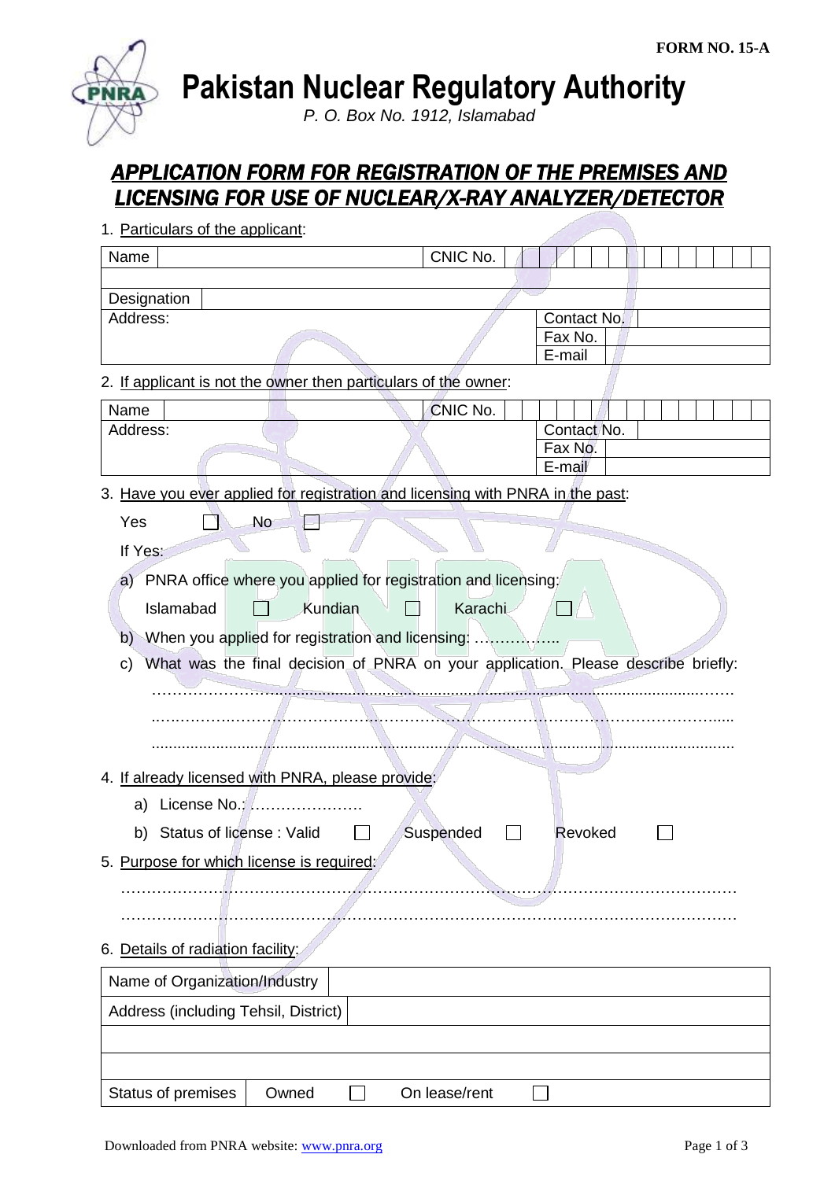FORM NO. 15-A

# Pakistan Nuclear Regulatory Authority

*P. O. Box No. 1912, Islamabad*

## APPLICATION FORM FOR REGISTRATION OF THE PREMISES AND LICENSING FOR USE OF NUCLEAR/X-RAY ANALYZER/DETECTOR

1. Particulars of the applicant:

| Name | | CNIC No. | |
|---|---|---|---|
| | | | |
| Designation | | | |
| Address: | | Contact No. | |
| | | Fax No. | |
| | | E-mail | |

2. If applicant is not the owner then particulars of the owner:

| Name | | CNIC No. | |
|---|---|---|---|
| Address: | | Contact No. | |
| | | Fax No. | |
| | | E-mail | |

3. Have you ever applied for registration and licensing with PNRA in the past:

   Yes ☐ No ☐

   If Yes:

   a) PNRA office where you applied for registration and licensing:

      Islamabad ☐ Kundian ☐ Karachi ☐

   b) When you applied for registration and licensing: ……………..

   c) What was the final decision of PNRA on your application. Please describe briefly:

      …………………………………………………………………………………………………

      …………………………………………………………………………………………………

      …………………………………………………………………………………………………

4. If already licensed with PNRA, please provide:

   a) License No.: ………………….

   b) Status of license : Valid ☐ Suspended ☐ Revoked ☐

5. Purpose for which license is required:

   …………………………………………………………………………………………………

   …………………………………………………………………………………………………

6. Details of radiation facility:

| Name of Organization/Industry | | | | |
|---|---|---|---|---|
| Address (including Tehsil, District) | | | | |
| | | | | |
| | | | | |
| Status of premises | Owned | ☐ | On lease/rent | ☐ |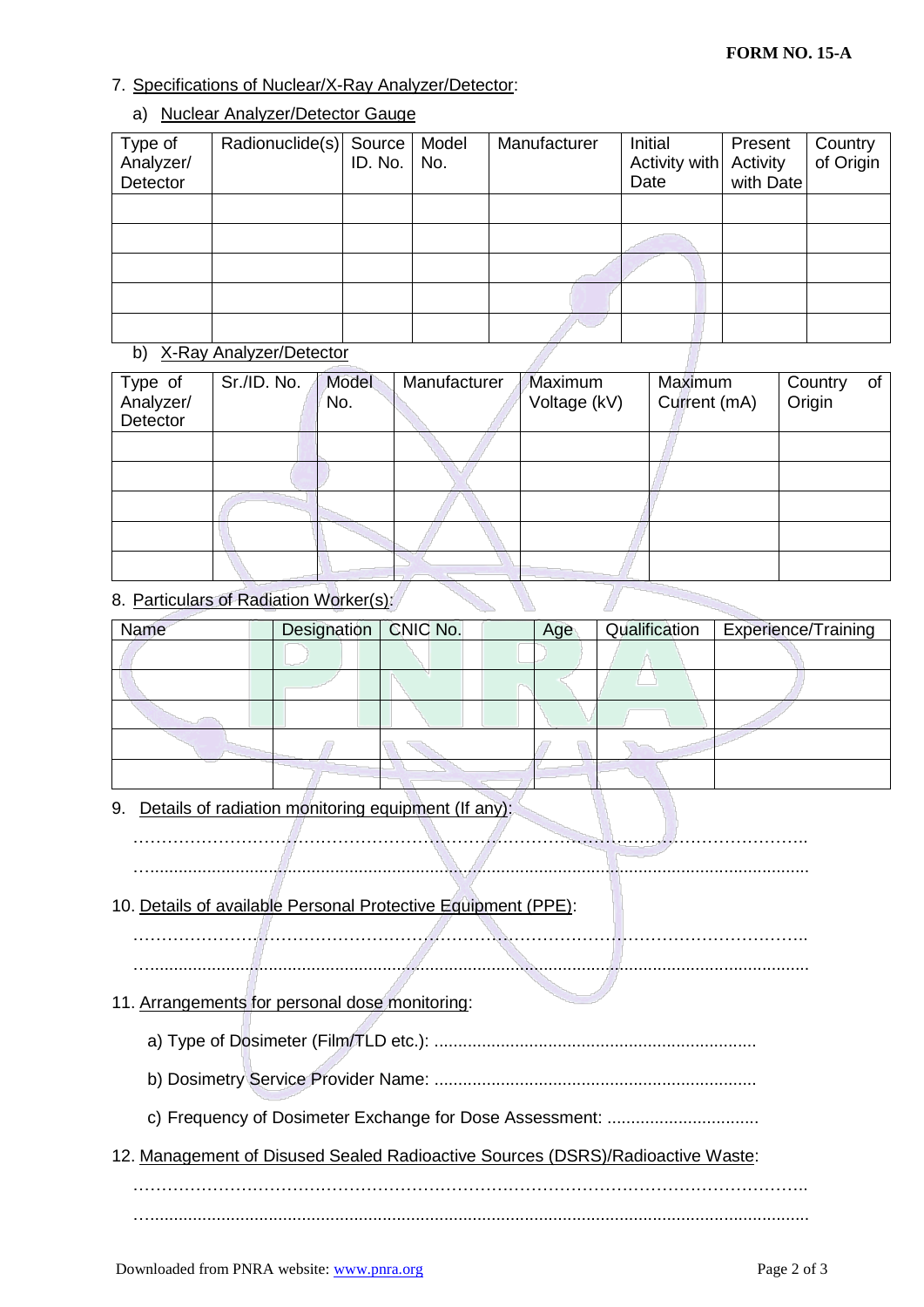**FORM NO. 15-A**

7. Specifications of Nuclear/X-Ray Analyzer/Detector:

   a) Nuclear Analyzer/Detector Gauge

| Type of Analyzer/ Detector | Radionuclide(s) | Source ID. No. | Model No. | Manufacturer | Initial Activity with Date | Present Activity with Date | Country of Origin |
|---|---|---|---|---|---|---|---|
| | | | | | | | |
| | | | | | | | |
| | | | | | | | |
| | | | | | | | |
| | | | | | | | |

   b) X-Ray Analyzer/Detector

| Type of Analyzer/ Detector | Sr./ID. No. | Model No. | Manufacturer | Maximum Voltage (kV) | Maximum Current (mA) | Country of Origin |
|---|---|---|---|---|---|---|
| | | | | | | |
| | | | | | | |
| | | | | | | |
| | | | | | | |
| | | | | | | |

8. Particulars of Radiation Worker(s):

| Name | Designation | CNIC No. | Age | Qualification | Experience/Training |
|---|---|---|---|---|---|
| | | | | | |
| | | | | | |
| | | | | | |
| | | | | | |
| | | | | | |

9. Details of radiation monitoring equipment (If any):

   ……………………………………………………………………………………………………..

   …..........................................................................................................................................

10. Details of available Personal Protective Equipment (PPE):

   ……………………………………………………………………………………………………..

   …..........................................................................................................................................

11. Arrangements for personal dose monitoring:

   a) Type of Dosimeter (Film/TLD etc.): ...................................................................

   b) Dosimetry Service Provider Name: ...................................................................

   c) Frequency of Dosimeter Exchange for Dose Assessment: ................................

12. Management of Disused Sealed Radioactive Sources (DSRS)/Radioactive Waste:

   ……………………………………………………………………………………………………..

   …..........................................................................................................................................

Downloaded from PNRA website: www.pnra.org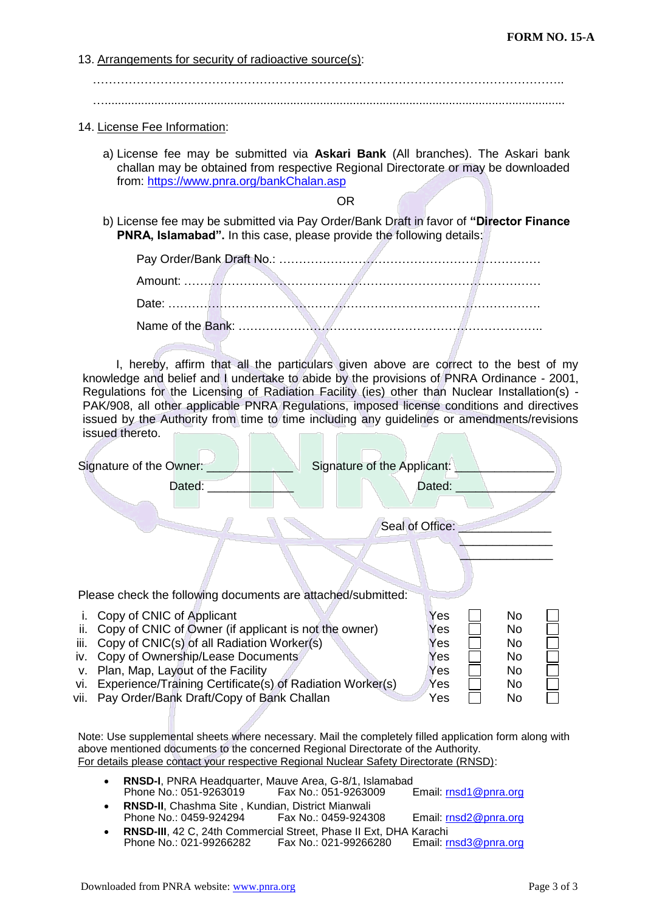FORM NO. 15-A

13. Arrangements for security of radioactive source(s):

…………………………………………………………………………………………………………..

…..........................................................................................................................................

14. License Fee Information:

a) License fee may be submitted via **Askari Bank** (All branches). The Askari bank challan may be obtained from respective Regional Directorate or may be downloaded from: https://www.pnra.org/bankChalan.asp

OR

b) License fee may be submitted via Pay Order/Bank Draft in favor of **"Director Finance PNRA, Islamabad".** In this case, please provide the following details:

Pay Order/Bank Draft No.: …………………………………………………………

Amount: ……………………………………………………………………………

Date: ………………………………………………………………………………

Name of the Bank: ……………………………………………………………..

I, hereby, affirm that all the particulars given above are correct to the best of my knowledge and belief and I undertake to abide by the provisions of PNRA Ordinance - 2001, Regulations for the Licensing of Radiation Facility (ies) other than Nuclear Installation(s) - PAK/908, all other applicable PNRA Regulations, imposed license conditions and directives issued by the Authority from time to time including any guidelines or amendments/revisions issued thereto.

Signature of the Owner: ____________ Signature of the Applicant: ______________

Dated: ____________ Dated: ______________

Seal of Office: ______________

______________

______________

Please check the following documents are attached/submitted:

| | | | |
|---|---|---|---|
| i. | Copy of CNIC of Applicant | Yes ☐ | No ☐ |
| ii. | Copy of CNIC of Owner (if applicant is not the owner) | Yes ☐ | No ☐ |
| iii. | Copy of CNIC(s) of all Radiation Worker(s) | Yes ☐ | No ☐ |
| iv. | Copy of Ownership/Lease Documents | Yes ☐ | No ☐ |
| v. | Plan, Map, Layout of the Facility | Yes ☐ | No ☐ |
| vi. | Experience/Training Certificate(s) of Radiation Worker(s) | Yes ☐ | No ☐ |
| vii. | Pay Order/Bank Draft/Copy of Bank Challan | Yes ☐ | No ☐ |

Note: Use supplemental sheets where necessary. Mail the completely filled application form along with above mentioned documents to the concerned Regional Directorate of the Authority.
For details please contact your respective Regional Nuclear Safety Directorate (RNSD):

- **RNSD-I**, PNRA Headquarter, Mauve Area, G-8/1, Islamabad
  Phone No.: 051-9263019 Fax No.: 051-9263009 Email: rnsd1@pnra.org
- **RNSD-II**, Chashma Site , Kundian, District Mianwali
  Phone No.: 0459-924294 Fax No.: 0459-924308 Email: rnsd2@pnra.org
- **RNSD-III**, 42 C, 24th Commercial Street, Phase II Ext, DHA Karachi
  Phone No.: 021-99266282 Fax No.: 021-99266280 Email: rnsd3@pnra.org

Downloaded from PNRA website: www.pnra.org